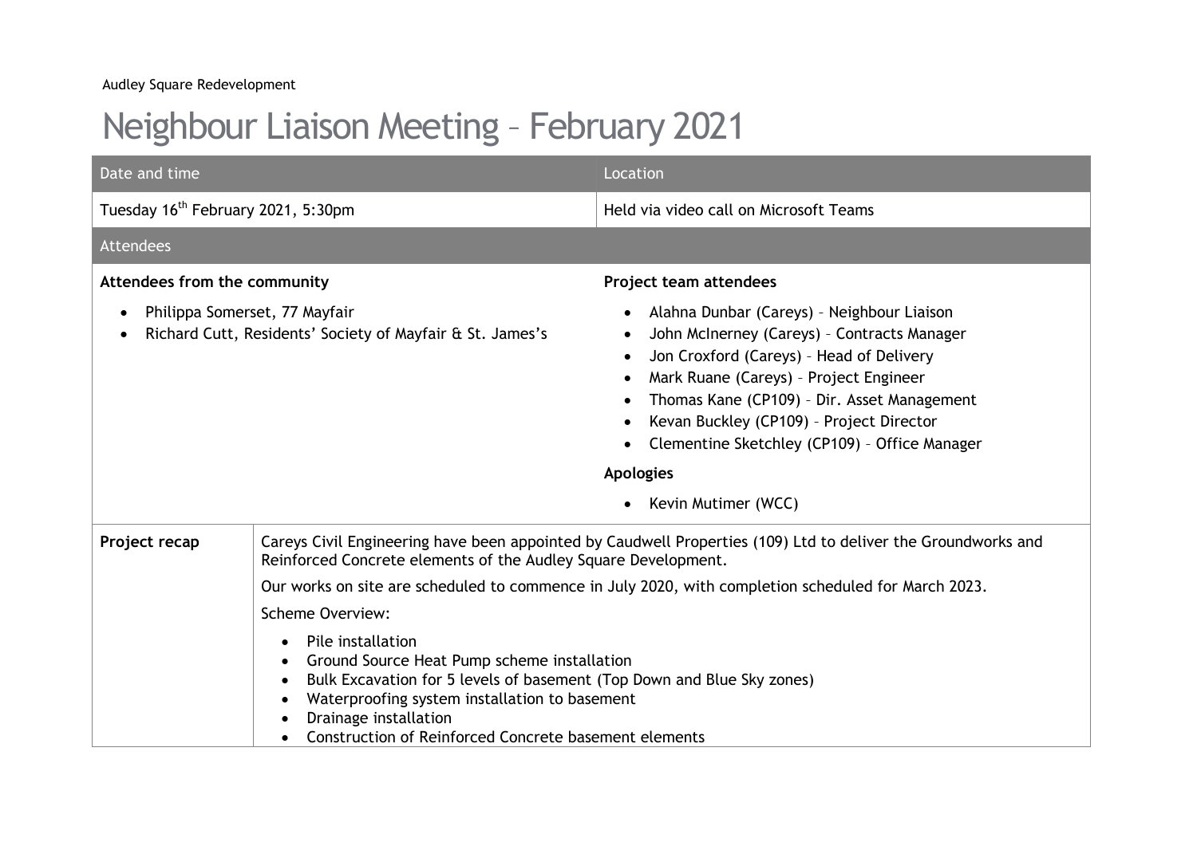Audley Square Redevelopment

# Neighbour Liaison Meeting – February 2021

| Date and time | Location |
| --- | --- |
| Tuesday 16th February 2021, 5:30pm | Held via video call on Microsoft Teams |

## Attendees

**Attendees from the community**

- Philippa Somerset, 77 Mayfair
- Richard Cutt, Residents' Society of Mayfair & St. James's

**Project team attendees**

- Alahna Dunbar (Careys) – Neighbour Liaison
- John McInerney (Careys) – Contracts Manager
- Jon Croxford (Careys) – Head of Delivery
- Mark Ruane (Careys) – Project Engineer
- Thomas Kane (CP109) – Dir. Asset Management
- Kevan Buckley (CP109) – Project Director
- Clementine Sketchley (CP109) – Office Manager

**Apologies**

- Kevin Mutimer (WCC)

| | |
| --- | --- |
| **Project recap** | Careys Civil Engineering have been appointed by Caudwell Properties (109) Ltd to deliver the Groundworks and Reinforced Concrete elements of the Audley Square Development.<br><br>Our works on site are scheduled to commence in July 2020, with completion scheduled for March 2023.<br><br>Scheme Overview:<br>• Pile installation<br>• Ground Source Heat Pump scheme installation<br>• Bulk Excavation for 5 levels of basement (Top Down and Blue Sky zones)<br>• Waterproofing system installation to basement<br>• Drainage installation<br>• Construction of Reinforced Concrete basement elements |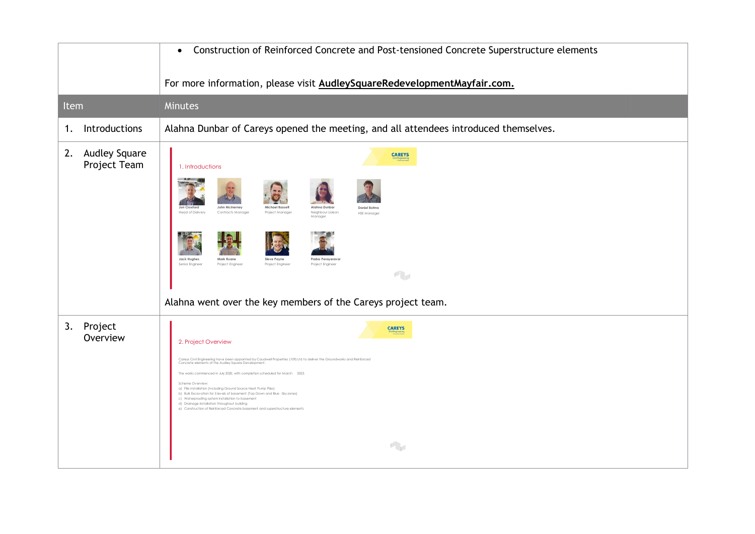| | |
|---|---|
| | • Construction of Reinforced Concrete and Post-tensioned Concrete Superstructure elements<br><br>For more information, please visit **AudleySquareRedevelopmentMayfair.com.** |
| **Item** | **Minutes** |
| 1. Introductions | Alahna Dunbar of Careys opened the meeting, and all attendees introduced themselves. |
| 2. Audley Square Project Team | 1. Introductions<br>Jon Croxford – Head of Delivery; John McInerney – Contracts Manager; Michael Bassett – Project Manager; Alahna Dunbar – Neighbour Liaison Manager; Daniel Botma – HSE Manager; Jack Hughes – Senior Engineer; Mark Ruane – Project Engineer; Steve Payne – Project Engineer; Praba Perayeravar – Project Engineer<br><br>Alahna went over the key members of the Careys project team. |
| 3. Project Overview | 2. Project Overview<br>Careys Civil Engineering have been appointed by Caudwell Properties (109) Ltd to deliver the Groundworks and Reinforced Concrete elements of the Audley Square Development.<br>The works commenced in July 2020, with completion scheduled for March 2023.<br>Scheme Overview:<br>a) Pile Installation (including Ground Source Heat Pump Piles)<br>b) Bulk Excavation for 5 levels of basement (Top Down and Blue -Sky zones)<br>c) Waterproofing system installation to basement<br>d) Drainage installation throughout building<br>e) Construction of Reinforced Concrete basement and superstructure elements |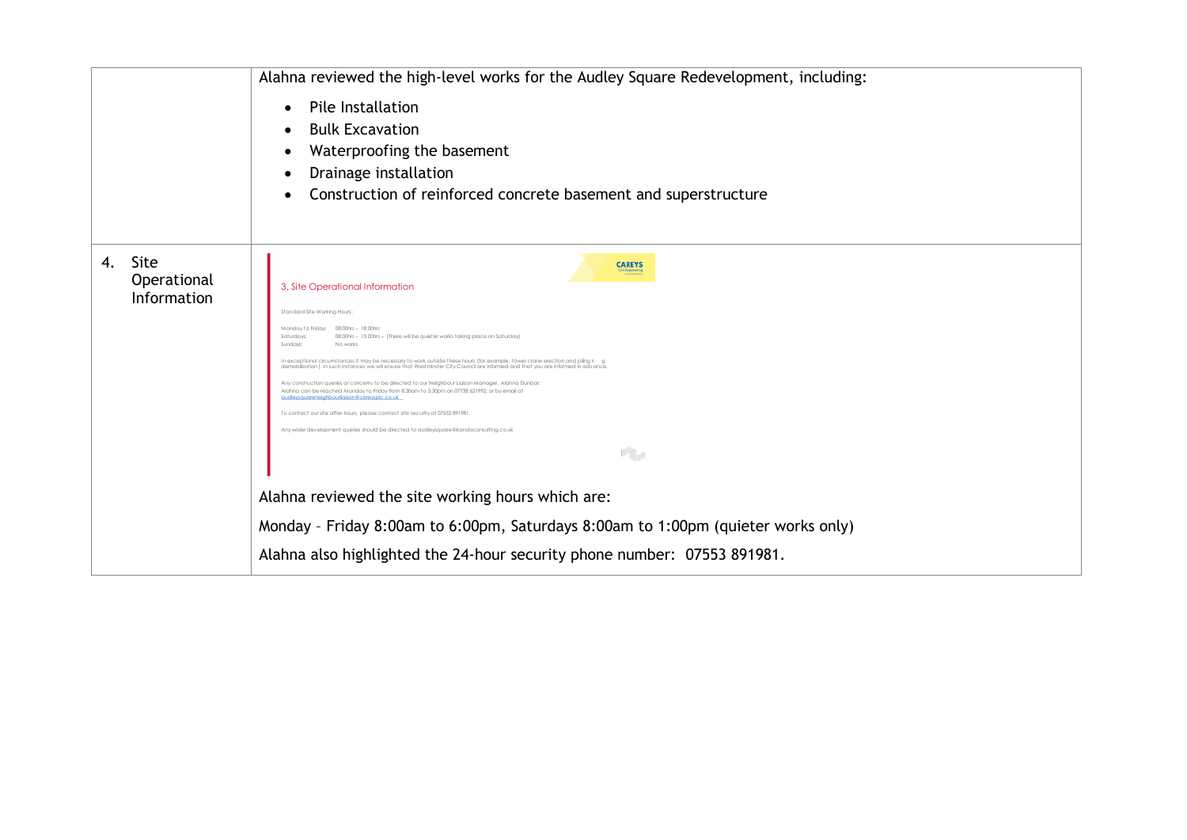| | |
|---|---|
| | Alahna reviewed the high-level works for the Audley Square Redevelopment, including:<br>• Pile Installation<br>• Bulk Excavation<br>• Waterproofing the basement<br>• Drainage installation<br>• Construction of reinforced concrete basement and superstructure |
| 4. Site Operational Information | CAREYS<br>3. Site Operational Information<br>Standard Site Working Hours:<br>Monday to Friday: 08:00hrs – 18:00hrs<br>Saturdays: 08:00hrs – 13:00hrs – (There will be quieter works taking place on Saturday)<br>Sundays: No works<br>In exceptional circumstances it may be necessary to work outside these hours (for example, tower crane erection and piling rig demobilisation ). In such instances we will ensure that Westminster City Council are informed and that you are informed in advance.<br>Any construction queries or concerns to be directed to our Neighbour Liaison Manager, Alahna Dunbar:<br>Alahna can be reached Monday to Friday from 8:30am to 5:30pm on 07738 621992, or by email at audleysquareneighbourliaison@careysplc.co.uk<br>To contact our site after-hours, please contact site security at 07553 891981.<br>Any wider development queries should be directed to audleysquare@kandaconsulting.co.uk<br><br>Alahna reviewed the site working hours which are:<br>Monday – Friday 8:00am to 6:00pm, Saturdays 8:00am to 1:00pm (quieter works only)<br>Alahna also highlighted the 24-hour security phone number: 07553 891981. |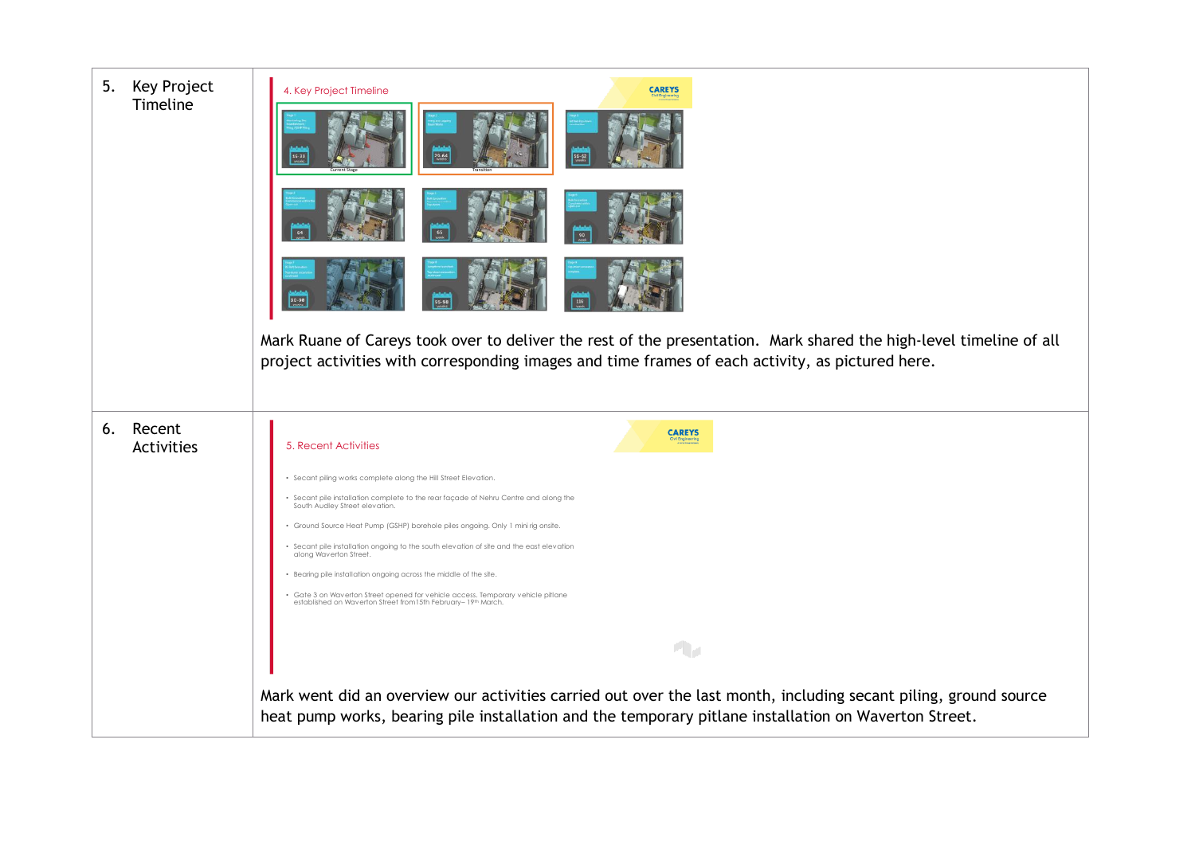| | |
|---|---|
| 5. Key Project Timeline | 4. Key Project Timeline<br><br>Mark Ruane of Careys took over to deliver the rest of the presentation. Mark shared the high-level timeline of all project activities with corresponding images and time frames of each activity, as pictured here. |
| 6. Recent Activities | 5. Recent Activities<br><br>• Secant piling works complete along the Hill Street Elevation.<br>• Secant pile installation complete to the rear façade of Nehru Centre and along the South Audley Street elevation.<br>• Ground Source Heat Pump (GSHP) borehole piles ongoing. Only 1 mini rig onsite.<br>• Secant pile installation ongoing to the south elevation of site and the east elevation along Waverton Street.<br>• Bearing pile installation ongoing across the middle of the site.<br>• Gate 3 on Waverton Street opened for vehicle access. Temporary vehicle pitlane established on Waverton Street from 15th February– 19th March.<br><br>Mark went did an overview our activities carried out over the last month, including secant piling, ground source heat pump works, bearing pile installation and the temporary pitlane installation on Waverton Street. |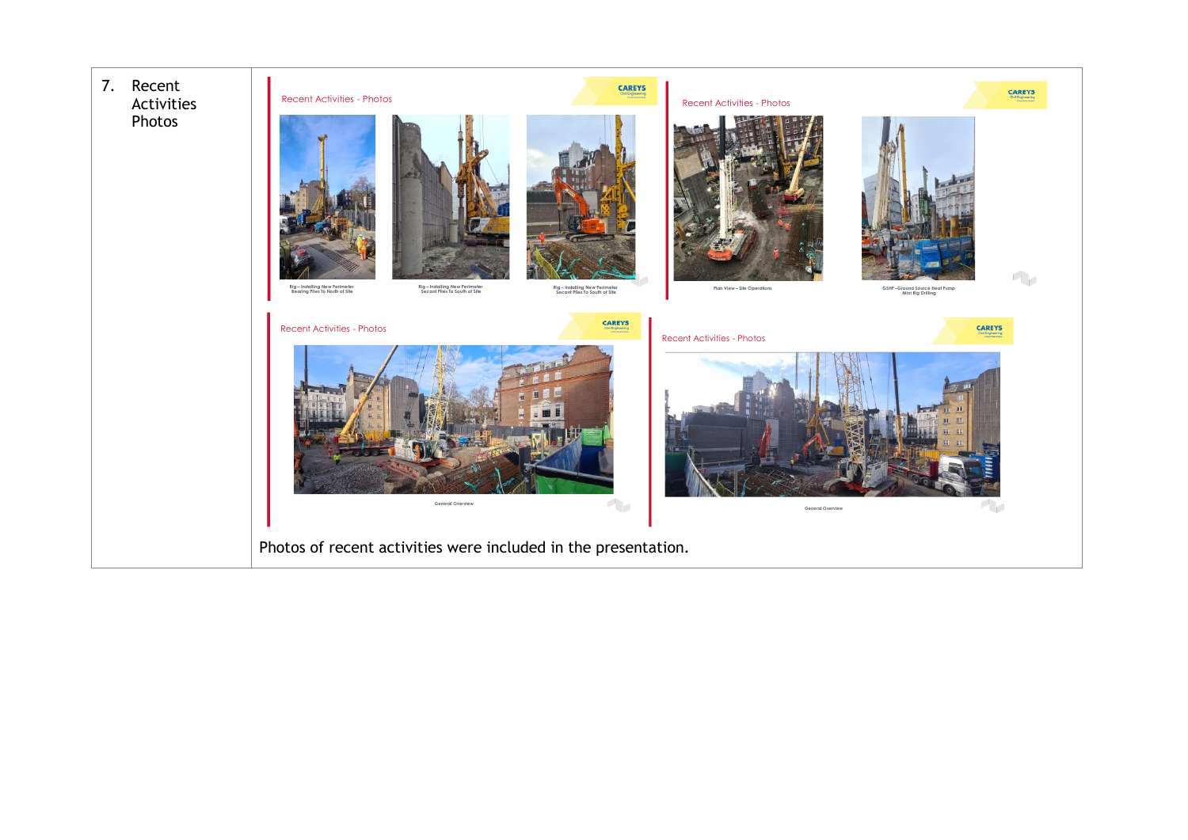| 7. Recent Activities Photos | Recent Activities - Photos<br><br>Rig – Installing New Perimeter Bearing Piles To North of Site<br>Rig – Installing New Perimeter Secant Piles To South of Site<br>Rig – Installing New Perimeter Secant Piles To South of Site<br><br>Recent Activities - Photos<br><br>Plan View – Site Operations<br>GSHP – Ground Source Heat Pump Mini Rig Drilling<br><br>Recent Activities - Photos<br><br>General Overview<br><br>Recent Activities - Photos<br><br>General Overview<br><br>Photos of recent activities were included in the presentation. |
|---|---|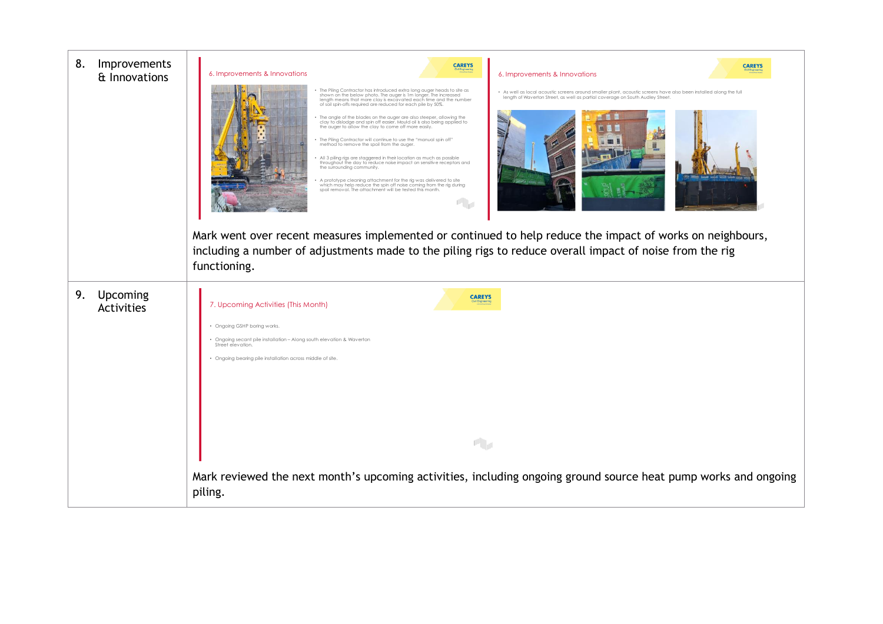| | |
|---|---|
| 8. Improvements & Innovations | **6. Improvements & Innovations**<br><br>• The Piling Contractor has introduced extra long auger heads to site as shown on the below photo. The auger is 1m longer. The increased length means that more clay is excavated each time and the number of soil spin-offs required are reduced for each pile by 50%.<br>• The angle of the blades on the auger are also steeper, allowing the clay to dislodge and spin off easier. Mould oil is also being applied to the auger to allow the clay to come off more easily.<br>• The Piling Contractor will continue to use the "manual spin off" method to remove the spoil from the auger.<br>• All 3 piling rigs are staggered in their location as much as possible throughout the day to reduce noise impact on sensitive receptors and the surrounding community.<br>• A prototype cleaning attachment for the rig was delivered to site which may help reduce the spin off noise coming from the rig during spoil removal. The attachment will be tested this month.<br><br>**6. Improvements & Innovations**<br><br>• As well as local acoustic screens around smaller plant, acoustic screens have also been installed along the full length of Waverton Street, as well as partial coverage on South Audley Street.<br><br>Mark went over recent measures implemented or continued to help reduce the impact of works on neighbours, including a number of adjustments made to the piling rigs to reduce overall impact of noise from the rig functioning. |
| 9. Upcoming Activities | **7. Upcoming Activities (This Month)**<br><br>• Ongoing GSHP boring works.<br>• Ongoing secant pile installation – Along south elevation & Waverton Street elevation.<br>• Ongoing bearing pile installation across middle of site.<br><br>Mark reviewed the next month's upcoming activities, including ongoing ground source heat pump works and ongoing piling. |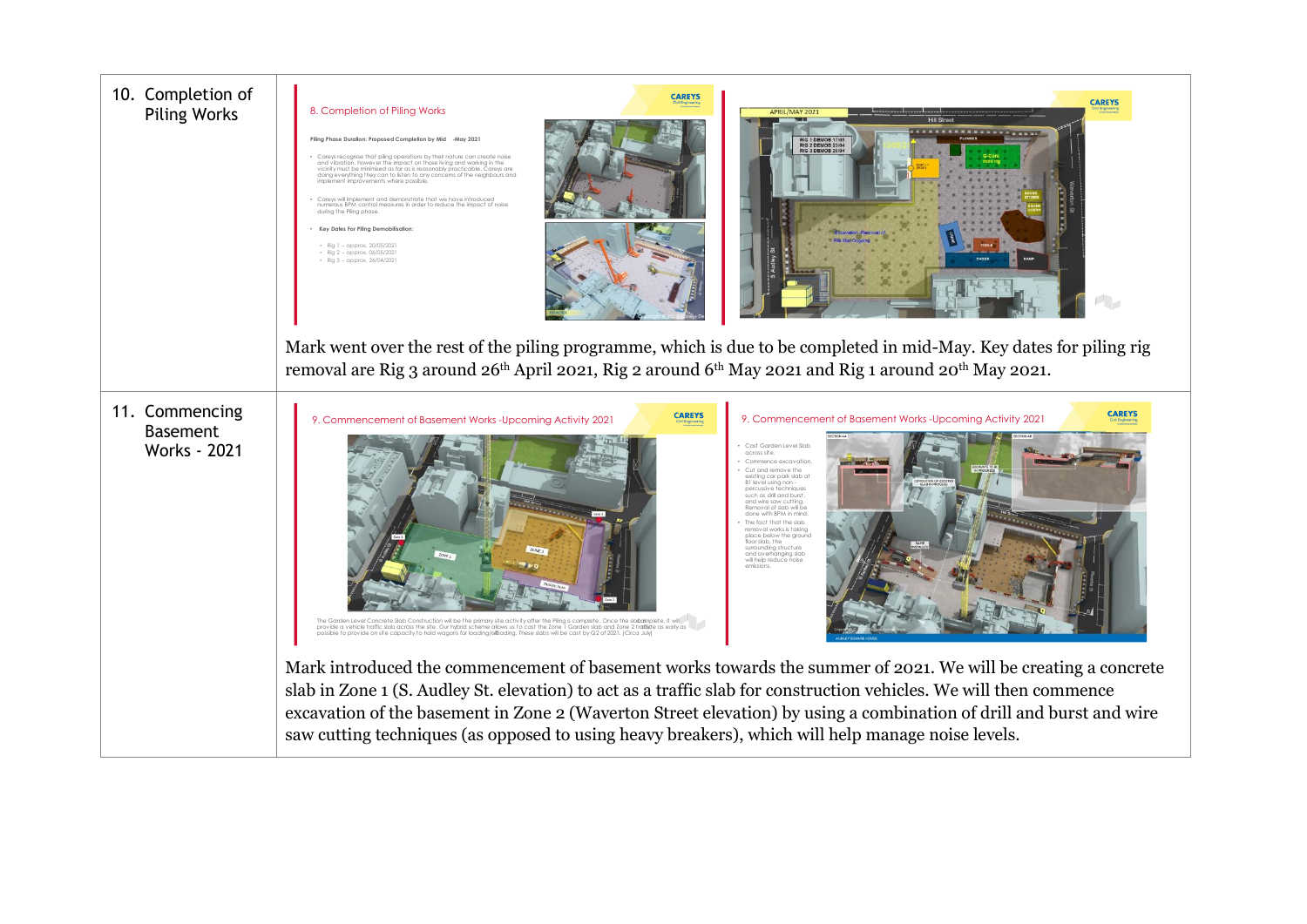| | |
|---|---|
| 10. Completion of Piling Works | Mark went over the rest of the piling programme, which is due to be completed in mid-May. Key dates for piling rig removal are Rig 3 around 26th April 2021, Rig 2 around 6th May 2021 and Rig 1 around 20th May 2021. |
| 11. Commencing Basement Works - 2021 | Mark introduced the commencement of basement works towards the summer of 2021. We will be creating a concrete slab in Zone 1 (S. Audley St. elevation) to act as a traffic slab for construction vehicles. We will then commence excavation of the basement in Zone 2 (Waverton Street elevation) by using a combination of drill and burst and wire saw cutting techniques (as opposed to using heavy breakers), which will help manage noise levels. |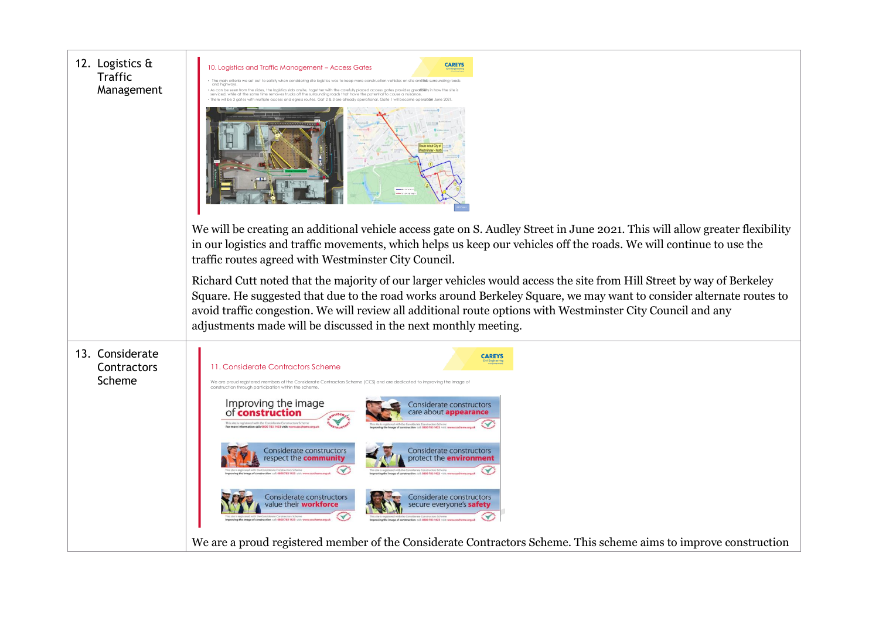| | |
|---|---|
| 12. Logistics & Traffic Management | We will be creating an additional vehicle access gate on S. Audley Street in June 2021. This will allow greater flexibility in our logistics and traffic movements, which helps us keep our vehicles off the roads. We will continue to use the traffic routes agreed with Westminster City Council.<br><br>Richard Cutt noted that the majority of our larger vehicles would access the site from Hill Street by way of Berkeley Square. He suggested that due to the road works around Berkeley Square, we may want to consider alternate routes to avoid traffic congestion. We will review all additional route options with Westminster City Council and any adjustments made will be discussed in the next monthly meeting. |
| 13. Considerate Contractors Scheme | We are a proud registered member of the Considerate Contractors Scheme. This scheme aims to improve construction |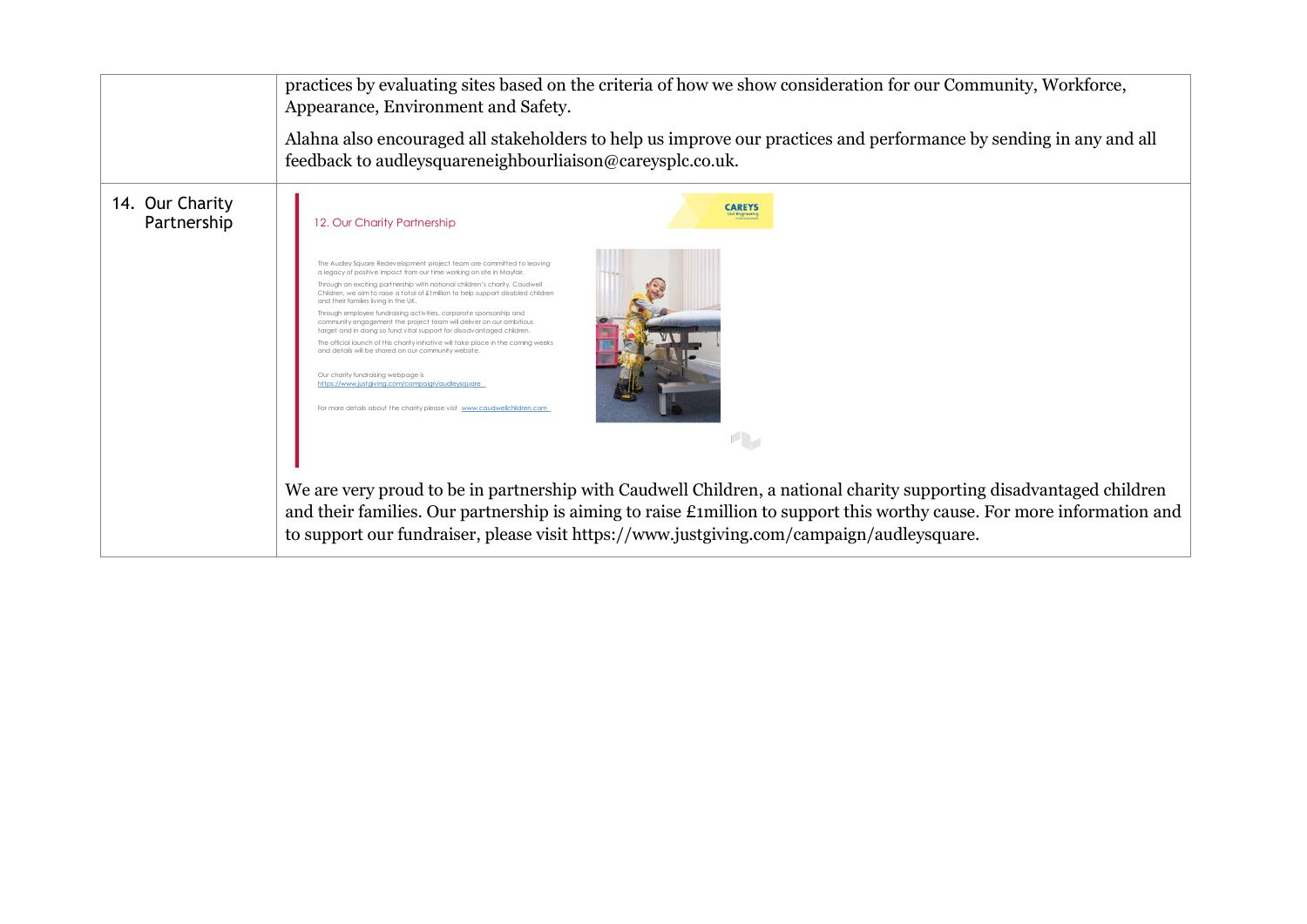| | |
|---|---|
| | practices by evaluating sites based on the criteria of how we show consideration for our Community, Workforce, Appearance, Environment and Safety.<br><br>Alahna also encouraged all stakeholders to help us improve our practices and performance by sending in any and all feedback to audleysquareneighbourliaison@careysplc.co.uk. |
| 14. Our Charity Partnership | 12. Our Charity Partnership<br><br>The Audley Square Redevelopment project team are committed to leaving a legacy of positive impact from our time working on site in Mayfair.<br><br>Through an exciting partnership with national children's charity, Caudwell Children, we aim to raise a total of £1million to help support disabled children and their families living in the UK.<br><br>Through employee fundraising activities, corporate sponsorship and community engagement the project team will deliver on our ambitious target and in doing so fund vital support for disadvantaged children.<br><br>The official launch of this charity initiative will take place in the coming weeks and details will be shared on our community website.<br><br>Our charity fundraising webpage is https://www.justgiving.com/campaign/audleysquare<br><br>For more details about the charity please visit www.caudwellchildren.com<br><br>We are very proud to be in partnership with Caudwell Children, a national charity supporting disadvantaged children and their families. Our partnership is aiming to raise £1million to support this worthy cause. For more information and to support our fundraiser, please visit https://www.justgiving.com/campaign/audleysquare. |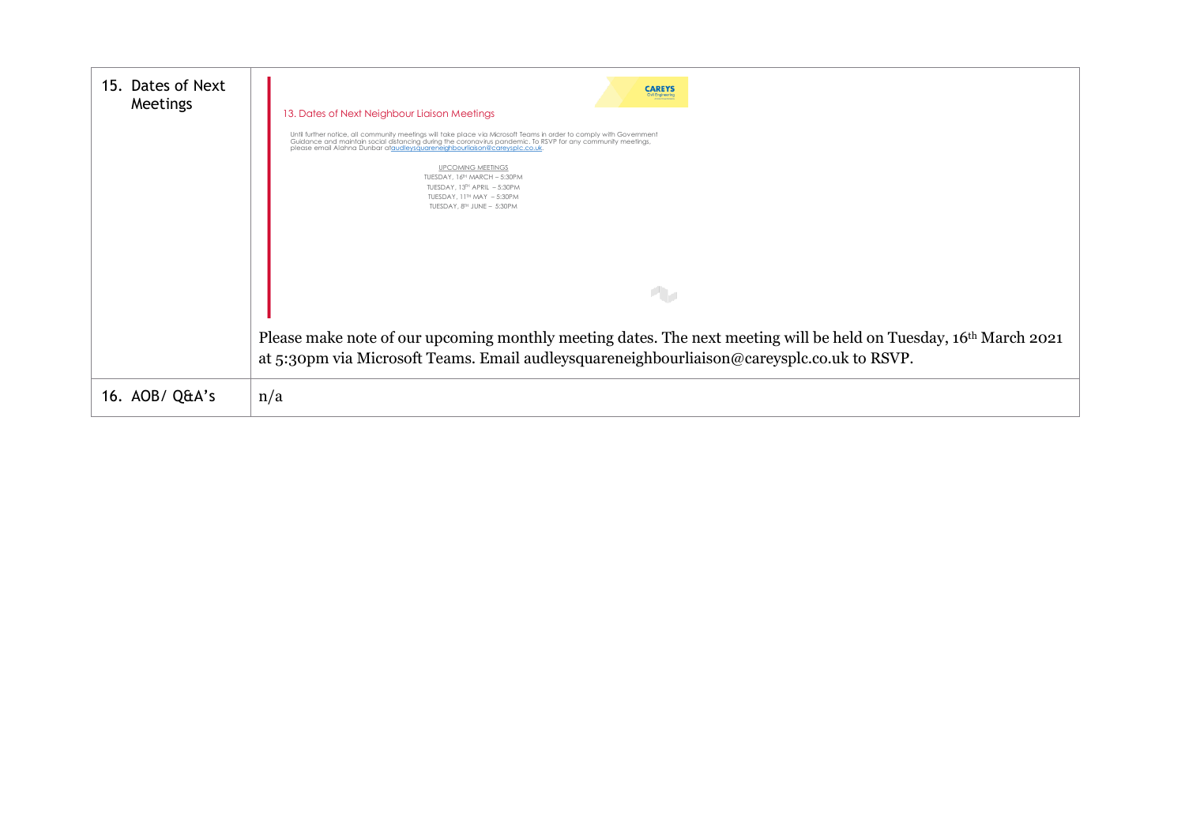| | |
|---|---|
| 15. Dates of Next Meetings | CAREYS Civil Engineering<br><br>13. Dates of Next Neighbour Liaison Meetings<br><br>Until further notice, all community meetings will take place via Microsoft Teams in order to comply with Government Guidance and maintain social distancing during the coronavirus pandemic. To RSVP for any community meetings, please email Alahna Dunbar at audleysquareneighbourliaison@careysplc.co.uk.<br><br>UPCOMING MEETINGS<br>TUESDAY, 16TH MARCH – 5:30PM<br>TUESDAY, 13TH APRIL – 5:30PM<br>TUESDAY, 11TH MAY – 5:30PM<br>TUESDAY, 8TH JUNE – 5:30PM<br><br>Please make note of our upcoming monthly meeting dates. The next meeting will be held on Tuesday, 16th March 2021 at 5:30pm via Microsoft Teams. Email audleysquareneighbourliaison@careysplc.co.uk to RSVP. |
| 16. AOB/ Q&A's | n/a |